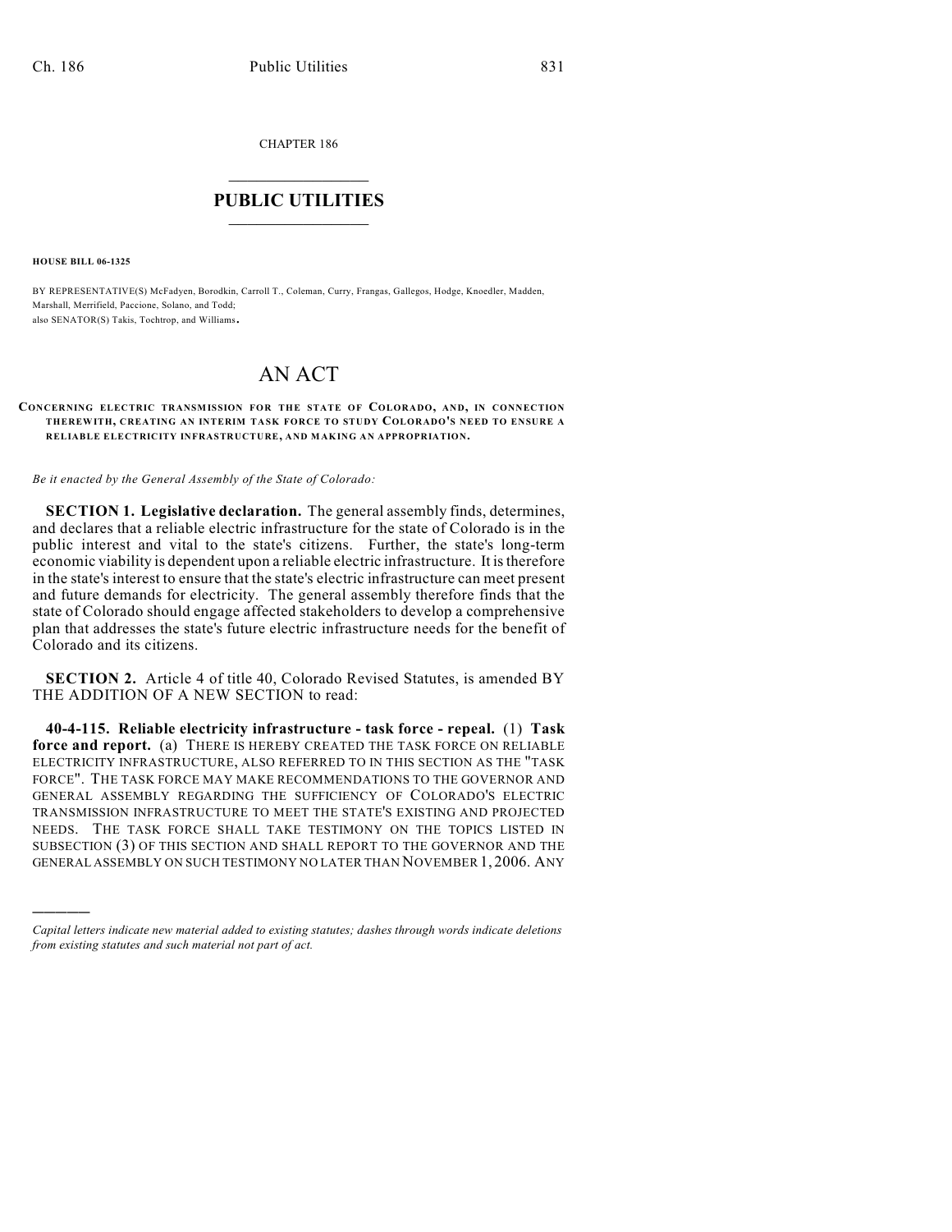CHAPTER 186

# PUBLIC UTILITIES

**HOUSE BILL 06-1325**

BY REPRESENTATIVE(S) McFadyen, Borodkin, Carroll T., Coleman, Curry, Frangas, Gallegos, Hodge, Knoedler, Madden, Marshall, Merrifield, Paccione, Solano, and Todd;
also SENATOR(S) Takis, Tochtrop, and Williams.

# AN ACT

**CONCERNING ELECTRIC TRANSMISSION FOR THE STATE OF COLORADO, AND, IN CONNECTION THEREWITH, CREATING AN INTERIM TASK FORCE TO STUDY COLORADO'S NEED TO ENSURE A RELIABLE ELECTRICITY INFRASTRUCTURE, AND MAKING AN APPROPRIATION.**

*Be it enacted by the General Assembly of the State of Colorado:*

**SECTION 1. Legislative declaration.** The general assembly finds, determines, and declares that a reliable electric infrastructure for the state of Colorado is in the public interest and vital to the state's citizens. Further, the state's long-term economic viability is dependent upon a reliable electric infrastructure. It is therefore in the state's interest to ensure that the state's electric infrastructure can meet present and future demands for electricity. The general assembly therefore finds that the state of Colorado should engage affected stakeholders to develop a comprehensive plan that addresses the state's future electric infrastructure needs for the benefit of Colorado and its citizens.

**SECTION 2.** Article 4 of title 40, Colorado Revised Statutes, is amended BY THE ADDITION OF A NEW SECTION to read:

**40-4-115. Reliable electricity infrastructure - task force - repeal.** (1) **Task force and report.** (a) THERE IS HEREBY CREATED THE TASK FORCE ON RELIABLE ELECTRICITY INFRASTRUCTURE, ALSO REFERRED TO IN THIS SECTION AS THE "TASK FORCE". THE TASK FORCE MAY MAKE RECOMMENDATIONS TO THE GOVERNOR AND GENERAL ASSEMBLY REGARDING THE SUFFICIENCY OF COLORADO'S ELECTRIC TRANSMISSION INFRASTRUCTURE TO MEET THE STATE'S EXISTING AND PROJECTED NEEDS. THE TASK FORCE SHALL TAKE TESTIMONY ON THE TOPICS LISTED IN SUBSECTION (3) OF THIS SECTION AND SHALL REPORT TO THE GOVERNOR AND THE GENERAL ASSEMBLY ON SUCH TESTIMONY NO LATER THAN NOVEMBER 1, 2006. ANY

*Capital letters indicate new material added to existing statutes; dashes through words indicate deletions from existing statutes and such material not part of act.*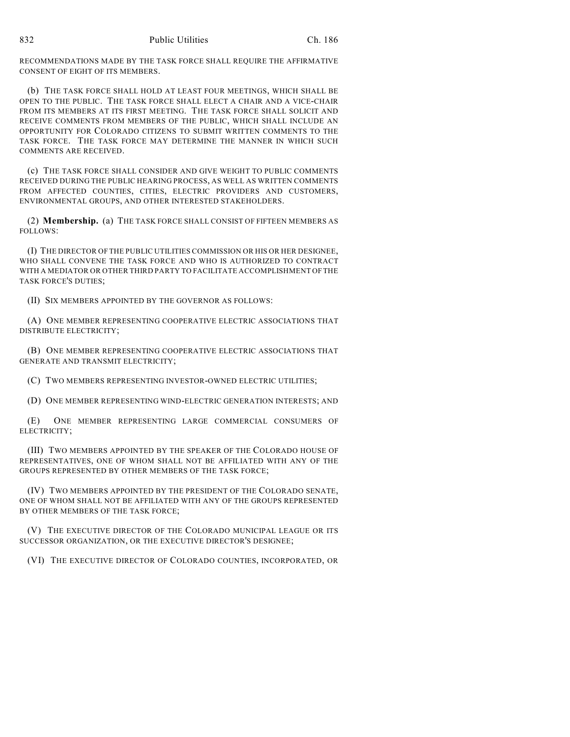RECOMMENDATIONS MADE BY THE TASK FORCE SHALL REQUIRE THE AFFIRMATIVE CONSENT OF EIGHT OF ITS MEMBERS.

(b) THE TASK FORCE SHALL HOLD AT LEAST FOUR MEETINGS, WHICH SHALL BE OPEN TO THE PUBLIC. THE TASK FORCE SHALL ELECT A CHAIR AND A VICE-CHAIR FROM ITS MEMBERS AT ITS FIRST MEETING. THE TASK FORCE SHALL SOLICIT AND RECEIVE COMMENTS FROM MEMBERS OF THE PUBLIC, WHICH SHALL INCLUDE AN OPPORTUNITY FOR COLORADO CITIZENS TO SUBMIT WRITTEN COMMENTS TO THE TASK FORCE. THE TASK FORCE MAY DETERMINE THE MANNER IN WHICH SUCH COMMENTS ARE RECEIVED.

(c) THE TASK FORCE SHALL CONSIDER AND GIVE WEIGHT TO PUBLIC COMMENTS RECEIVED DURING THE PUBLIC HEARING PROCESS, AS WELL AS WRITTEN COMMENTS FROM AFFECTED COUNTIES, CITIES, ELECTRIC PROVIDERS AND CUSTOMERS, ENVIRONMENTAL GROUPS, AND OTHER INTERESTED STAKEHOLDERS.

(2) **Membership.** (a) THE TASK FORCE SHALL CONSIST OF FIFTEEN MEMBERS AS FOLLOWS:

(I) THE DIRECTOR OF THE PUBLIC UTILITIES COMMISSION OR HIS OR HER DESIGNEE, WHO SHALL CONVENE THE TASK FORCE AND WHO IS AUTHORIZED TO CONTRACT WITH A MEDIATOR OR OTHER THIRD PARTY TO FACILITATE ACCOMPLISHMENT OF THE TASK FORCE'S DUTIES;

(II) SIX MEMBERS APPOINTED BY THE GOVERNOR AS FOLLOWS:

(A) ONE MEMBER REPRESENTING COOPERATIVE ELECTRIC ASSOCIATIONS THAT DISTRIBUTE ELECTRICITY;

(B) ONE MEMBER REPRESENTING COOPERATIVE ELECTRIC ASSOCIATIONS THAT GENERATE AND TRANSMIT ELECTRICITY;

(C) TWO MEMBERS REPRESENTING INVESTOR-OWNED ELECTRIC UTILITIES;

(D) ONE MEMBER REPRESENTING WIND-ELECTRIC GENERATION INTERESTS; AND

(E) ONE MEMBER REPRESENTING LARGE COMMERCIAL CONSUMERS OF ELECTRICITY;

(III) TWO MEMBERS APPOINTED BY THE SPEAKER OF THE COLORADO HOUSE OF REPRESENTATIVES, ONE OF WHOM SHALL NOT BE AFFILIATED WITH ANY OF THE GROUPS REPRESENTED BY OTHER MEMBERS OF THE TASK FORCE;

(IV) TWO MEMBERS APPOINTED BY THE PRESIDENT OF THE COLORADO SENATE, ONE OF WHOM SHALL NOT BE AFFILIATED WITH ANY OF THE GROUPS REPRESENTED BY OTHER MEMBERS OF THE TASK FORCE;

(V) THE EXECUTIVE DIRECTOR OF THE COLORADO MUNICIPAL LEAGUE OR ITS SUCCESSOR ORGANIZATION, OR THE EXECUTIVE DIRECTOR'S DESIGNEE;

(VI) THE EXECUTIVE DIRECTOR OF COLORADO COUNTIES, INCORPORATED, OR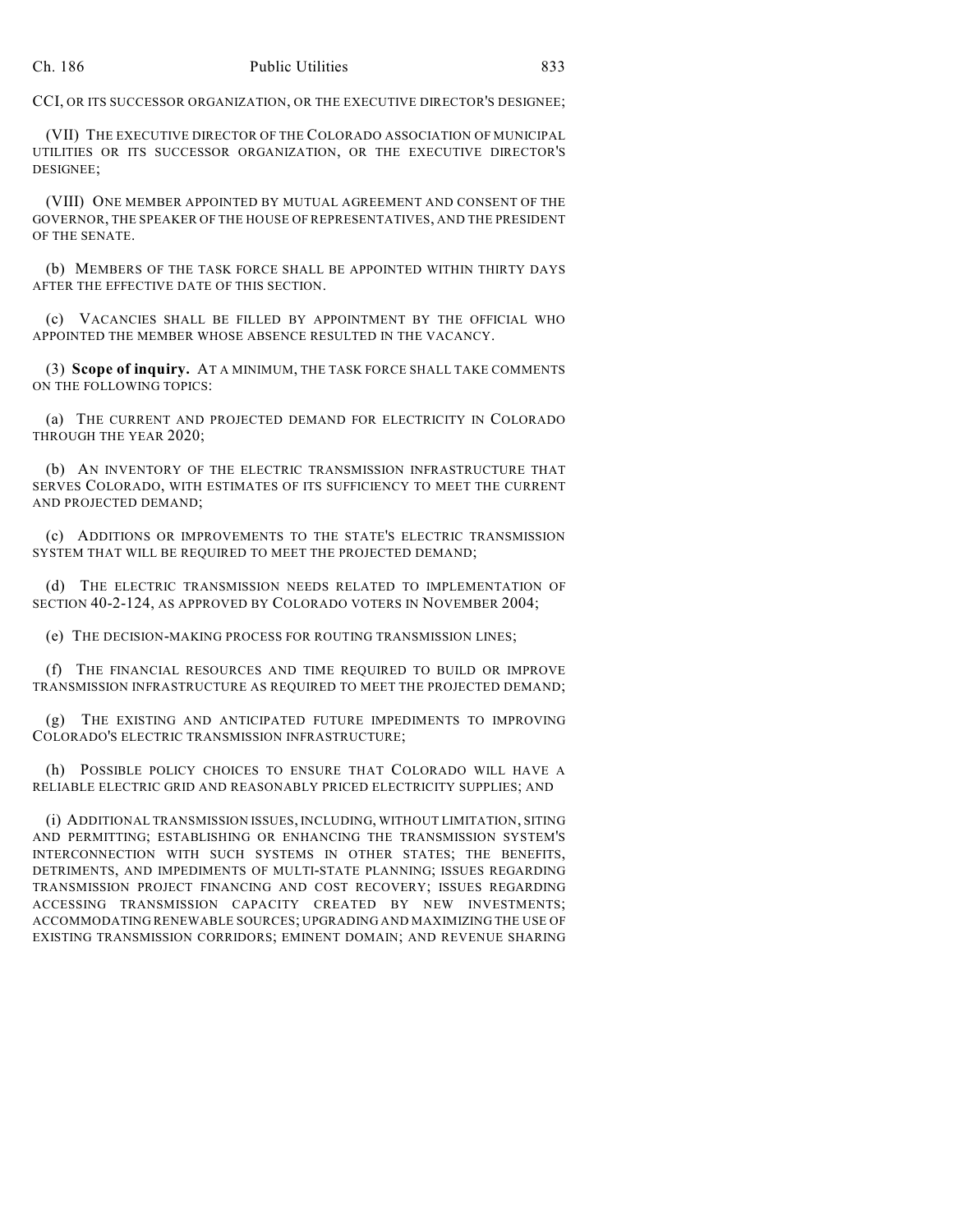CCI, OR ITS SUCCESSOR ORGANIZATION, OR THE EXECUTIVE DIRECTOR'S DESIGNEE;

(VII) THE EXECUTIVE DIRECTOR OF THE COLORADO ASSOCIATION OF MUNICIPAL UTILITIES OR ITS SUCCESSOR ORGANIZATION, OR THE EXECUTIVE DIRECTOR'S DESIGNEE;

(VIII) ONE MEMBER APPOINTED BY MUTUAL AGREEMENT AND CONSENT OF THE GOVERNOR, THE SPEAKER OF THE HOUSE OF REPRESENTATIVES, AND THE PRESIDENT OF THE SENATE.

(b) MEMBERS OF THE TASK FORCE SHALL BE APPOINTED WITHIN THIRTY DAYS AFTER THE EFFECTIVE DATE OF THIS SECTION.

(c) VACANCIES SHALL BE FILLED BY APPOINTMENT BY THE OFFICIAL WHO APPOINTED THE MEMBER WHOSE ABSENCE RESULTED IN THE VACANCY.

(3) **Scope of inquiry.** AT A MINIMUM, THE TASK FORCE SHALL TAKE COMMENTS ON THE FOLLOWING TOPICS:

(a) THE CURRENT AND PROJECTED DEMAND FOR ELECTRICITY IN COLORADO THROUGH THE YEAR 2020;

(b) AN INVENTORY OF THE ELECTRIC TRANSMISSION INFRASTRUCTURE THAT SERVES COLORADO, WITH ESTIMATES OF ITS SUFFICIENCY TO MEET THE CURRENT AND PROJECTED DEMAND;

(c) ADDITIONS OR IMPROVEMENTS TO THE STATE'S ELECTRIC TRANSMISSION SYSTEM THAT WILL BE REQUIRED TO MEET THE PROJECTED DEMAND;

(d) THE ELECTRIC TRANSMISSION NEEDS RELATED TO IMPLEMENTATION OF SECTION 40-2-124, AS APPROVED BY COLORADO VOTERS IN NOVEMBER 2004;

(e) THE DECISION-MAKING PROCESS FOR ROUTING TRANSMISSION LINES;

(f) THE FINANCIAL RESOURCES AND TIME REQUIRED TO BUILD OR IMPROVE TRANSMISSION INFRASTRUCTURE AS REQUIRED TO MEET THE PROJECTED DEMAND;

(g) THE EXISTING AND ANTICIPATED FUTURE IMPEDIMENTS TO IMPROVING COLORADO'S ELECTRIC TRANSMISSION INFRASTRUCTURE;

(h) POSSIBLE POLICY CHOICES TO ENSURE THAT COLORADO WILL HAVE A RELIABLE ELECTRIC GRID AND REASONABLY PRICED ELECTRICITY SUPPLIES; AND

(i) ADDITIONAL TRANSMISSION ISSUES, INCLUDING, WITHOUT LIMITATION, SITING AND PERMITTING; ESTABLISHING OR ENHANCING THE TRANSMISSION SYSTEM'S INTERCONNECTION WITH SUCH SYSTEMS IN OTHER STATES; THE BENEFITS, DETRIMENTS, AND IMPEDIMENTS OF MULTI-STATE PLANNING; ISSUES REGARDING TRANSMISSION PROJECT FINANCING AND COST RECOVERY; ISSUES REGARDING ACCESSING TRANSMISSION CAPACITY CREATED BY NEW INVESTMENTS; ACCOMMODATING RENEWABLE SOURCES; UPGRADING AND MAXIMIZING THE USE OF EXISTING TRANSMISSION CORRIDORS; EMINENT DOMAIN; AND REVENUE SHARING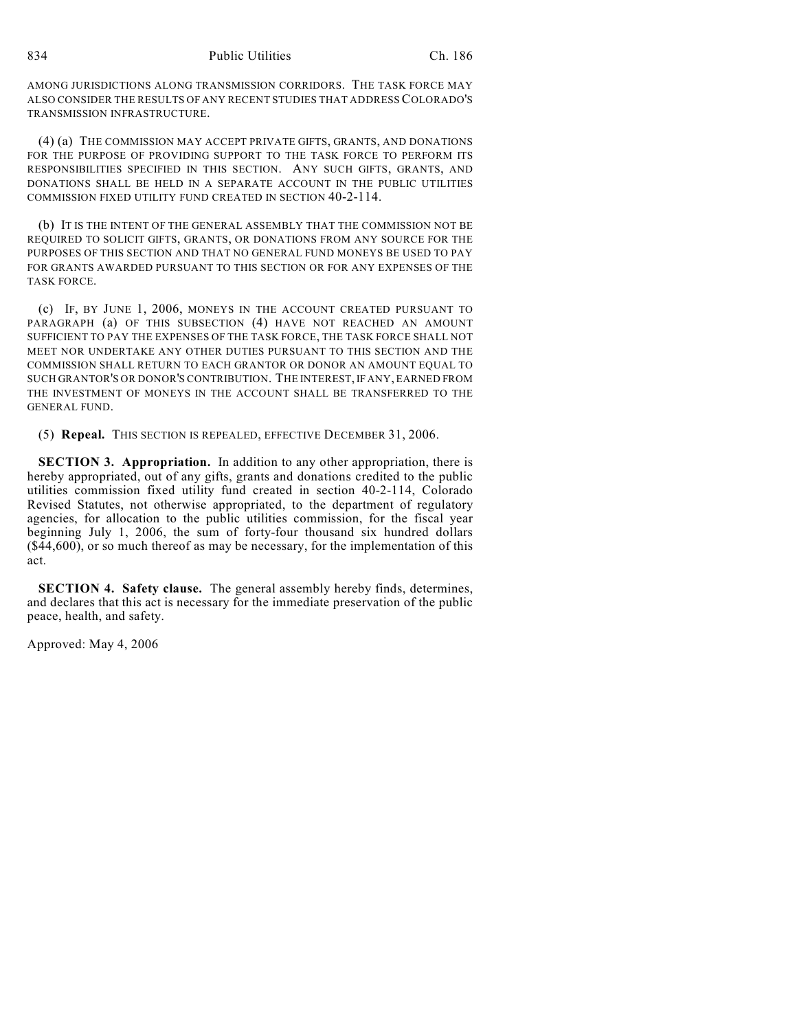AMONG JURISDICTIONS ALONG TRANSMISSION CORRIDORS. THE TASK FORCE MAY ALSO CONSIDER THE RESULTS OF ANY RECENT STUDIES THAT ADDRESS COLORADO'S TRANSMISSION INFRASTRUCTURE.

(4) (a) THE COMMISSION MAY ACCEPT PRIVATE GIFTS, GRANTS, AND DONATIONS FOR THE PURPOSE OF PROVIDING SUPPORT TO THE TASK FORCE TO PERFORM ITS RESPONSIBILITIES SPECIFIED IN THIS SECTION. ANY SUCH GIFTS, GRANTS, AND DONATIONS SHALL BE HELD IN A SEPARATE ACCOUNT IN THE PUBLIC UTILITIES COMMISSION FIXED UTILITY FUND CREATED IN SECTION 40-2-114.

(b) IT IS THE INTENT OF THE GENERAL ASSEMBLY THAT THE COMMISSION NOT BE REQUIRED TO SOLICIT GIFTS, GRANTS, OR DONATIONS FROM ANY SOURCE FOR THE PURPOSES OF THIS SECTION AND THAT NO GENERAL FUND MONEYS BE USED TO PAY FOR GRANTS AWARDED PURSUANT TO THIS SECTION OR FOR ANY EXPENSES OF THE TASK FORCE.

(c) IF, BY JUNE 1, 2006, MONEYS IN THE ACCOUNT CREATED PURSUANT TO PARAGRAPH (a) OF THIS SUBSECTION (4) HAVE NOT REACHED AN AMOUNT SUFFICIENT TO PAY THE EXPENSES OF THE TASK FORCE, THE TASK FORCE SHALL NOT MEET NOR UNDERTAKE ANY OTHER DUTIES PURSUANT TO THIS SECTION AND THE COMMISSION SHALL RETURN TO EACH GRANTOR OR DONOR AN AMOUNT EQUAL TO SUCH GRANTOR'S OR DONOR'S CONTRIBUTION. THE INTEREST, IF ANY, EARNED FROM THE INVESTMENT OF MONEYS IN THE ACCOUNT SHALL BE TRANSFERRED TO THE GENERAL FUND.

(5) **Repeal.** THIS SECTION IS REPEALED, EFFECTIVE DECEMBER 31, 2006.

**SECTION 3. Appropriation.** In addition to any other appropriation, there is hereby appropriated, out of any gifts, grants and donations credited to the public utilities commission fixed utility fund created in section 40-2-114, Colorado Revised Statutes, not otherwise appropriated, to the department of regulatory agencies, for allocation to the public utilities commission, for the fiscal year beginning July 1, 2006, the sum of forty-four thousand six hundred dollars ($44,600), or so much thereof as may be necessary, for the implementation of this act.

**SECTION 4. Safety clause.** The general assembly hereby finds, determines, and declares that this act is necessary for the immediate preservation of the public peace, health, and safety.

Approved: May 4, 2006